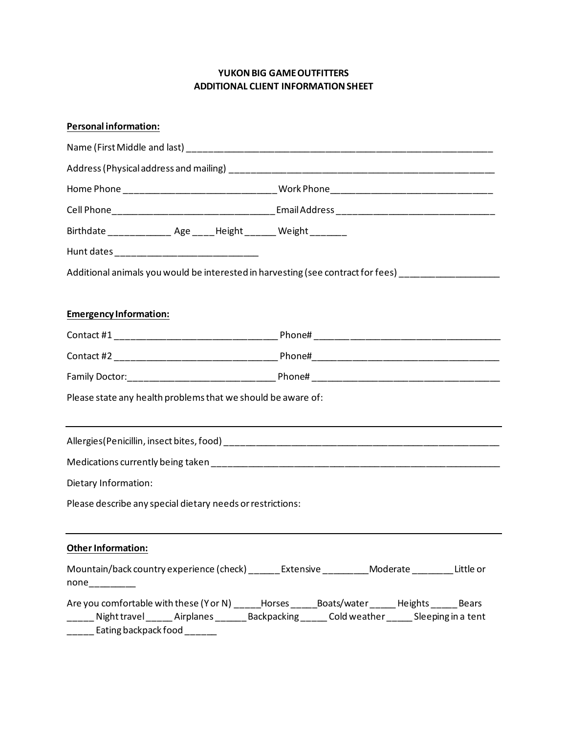**YUKON BIG GAME OUTFITTERS**
**ADDITIONAL CLIENT INFORMATION SHEET**

**Personal information:**

Name (First Middle and last) _______________________________________________________________

Address (Physical address and mailing) ____________________________________________________

Home Phone _____________________________ Work Phone_______________________________

Cell Phone_______________________________ Email Address ______________________________

Birthdate ____________ Age ____Height ______ Weight _______

Hunt dates ___________________________

Additional animals you would be interested in harvesting (see contract for fees) ___________________

**Emergency Information:**

Contact #1 _______________________________ Phone# __________________________________

Contact #2 _______________________________ Phone#___________________________________

Family Doctor:____________________________ Phone# ___________________________________

Please state any health problems that we should be aware of:

___

Allergies(Penicillin, insect bites, food) ______________________________________________________

Medications currently being taken ________________________________________________________

Dietary Information:

Please describe any special dietary needs or restrictions:

___

**Other Information:**

Mountain/back country experience (check) ______ Extensive _________Moderate ________ Little or none_________

Are you comfortable with these (Y or N) _____Horses _____Boats/water _____ Heights _____ Bears _____ Night travel _____ Airplanes ______ Backpacking _____ Cold weather _____ Sleeping in a tent _____ Eating backpack food ______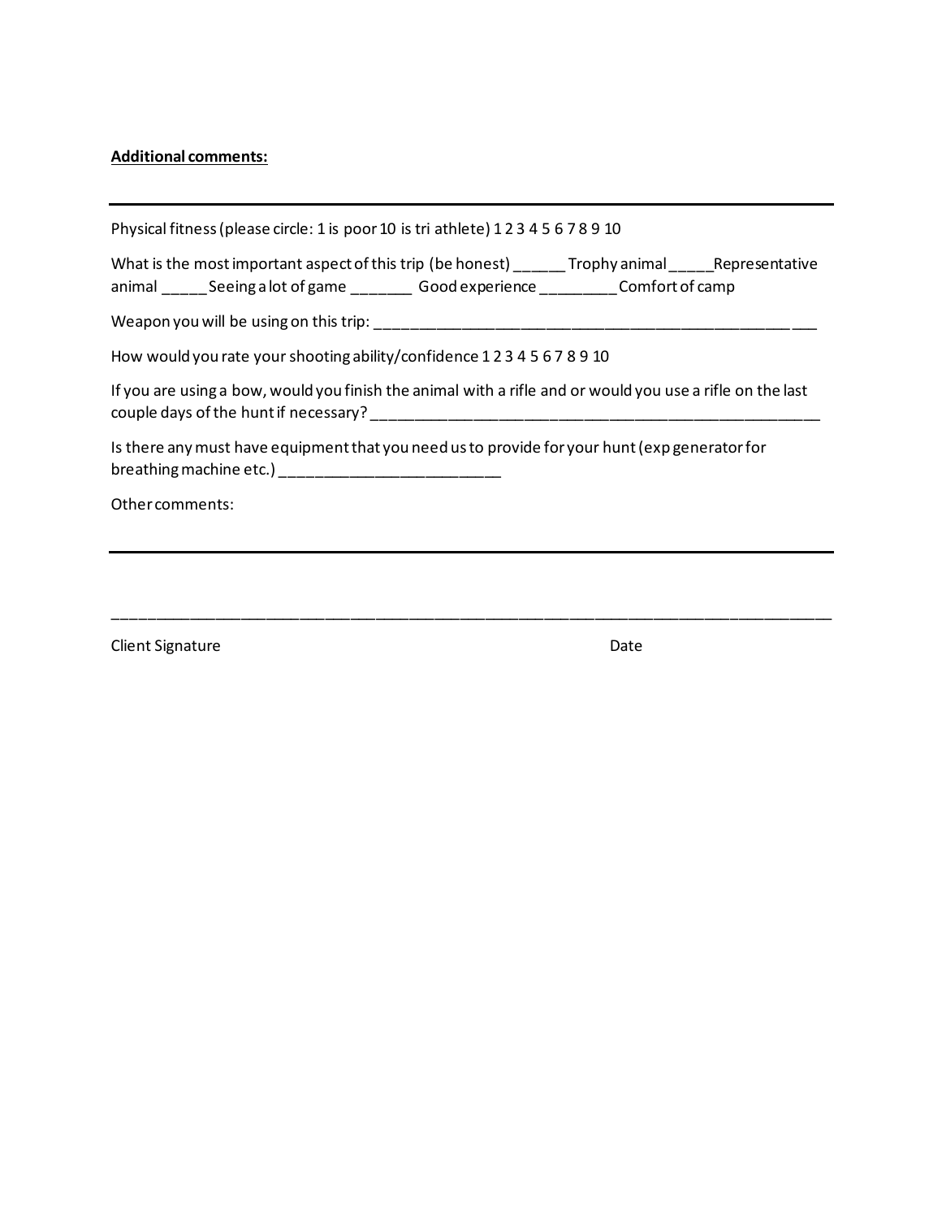**Additional comments:**

---

Physical fitness (please circle: 1 is poor 10 is tri athlete) 1 2 3 4 5 6 7 8 9 10

What is the most important aspect of this trip (be honest) ______ Trophy animal _____Representative animal _____ Seeing a lot of game _______ Good experience _________Comfort of camp

Weapon you will be using on this trip: ____________________________________________________

How would you rate your shooting ability/confidence 1 2 3 4 5 6 7 8 9 10

If you are using a bow, would you finish the animal with a rifle and or would you use a rifle on the last couple days of the hunt if necessary? ______________________________________________________

Is there any must have equipment that you need us to provide for your hunt (exp generator for breathing machine etc.) __________________________

Other comments:

---

____________________________________________________________________________________

Client Signature                                                                                    Date